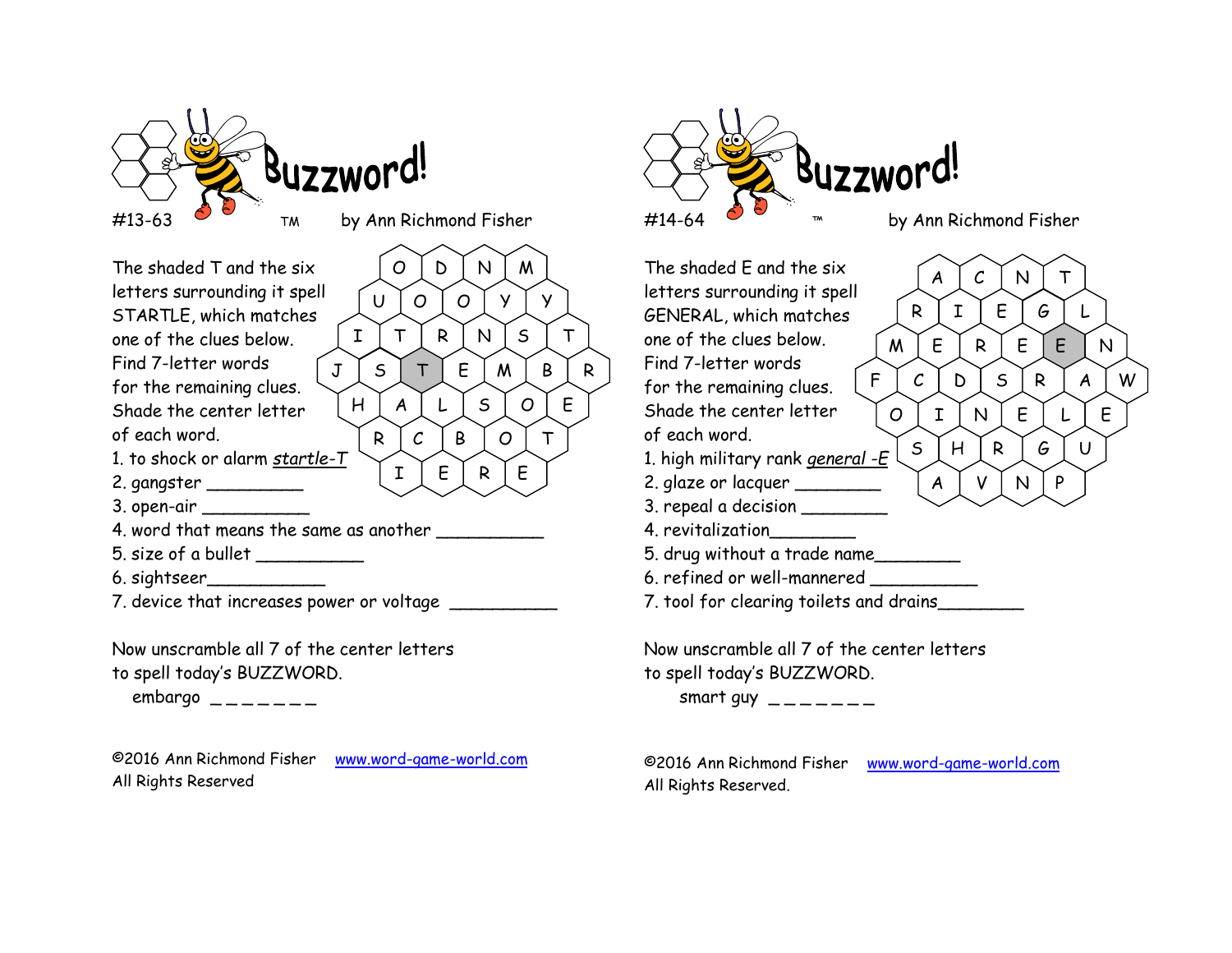# Buzzword!

#13-63 TM by Ann Richmond Fisher

The shaded T and the six letters surrounding it spell STARTLE, which matches one of the clues below. Find 7-letter words for the remaining clues. Shade the center letter of each word.

| | | | | | | | | | |
|---|---|---|---|---|---|---|---|---|---|
| | | O | D | N | M | | | | |
| | U | O | O | Y | Y | | | | |
| I | T | R | N | S | T | | | | |
| J | S | **T** | E | M | B | R | | | |
| H | A | L | S | O | E | | | | |
| R | C | B | O | T | | | | | |
| I | E | R | E | | | | | | |

1. to shock or alarm *startle-T*
2. gangster __________
3. open-air ___________
4. word that means the same as another ___________
5. size of a bullet ___________
6. sightseer____________
7. device that increases power or voltage ___________

Now unscramble all 7 of the center letters to spell today's BUZZWORD.

embargo _ _ _ _ _ _ _

©2016 Ann Richmond Fisher www.word-game-world.com
All Rights Reserved

# Buzzword!

#14-64 TM by Ann Richmond Fisher

The shaded E and the six letters surrounding it spell GENERAL, which matches one of the clues below. Find 7-letter words for the remaining clues. Shade the center letter of each word.

| | | | | | | |
|---|---|---|---|---|---|---|
| A | C | N | T | | | |
| R | I | E | G | L | | |
| M | E | R | E | **E** | N | |
| F | C | D | S | R | A | W |
| O | I | N | E | L | E | |
| S | H | R | G | U | | |
| A | V | N | P | | | |

1. high military rank *general -E*
2. glaze or lacquer _________
3. repeal a decision _________
4. revitalization_________
5. drug without a trade name_________
6. refined or well-mannered ___________
7. tool for clearing toilets and drains_________

Now unscramble all 7 of the center letters to spell today's BUZZWORD.

smart guy _ _ _ _ _ _ _

©2016 Ann Richmond Fisher www.word-game-world.com
All Rights Reserved.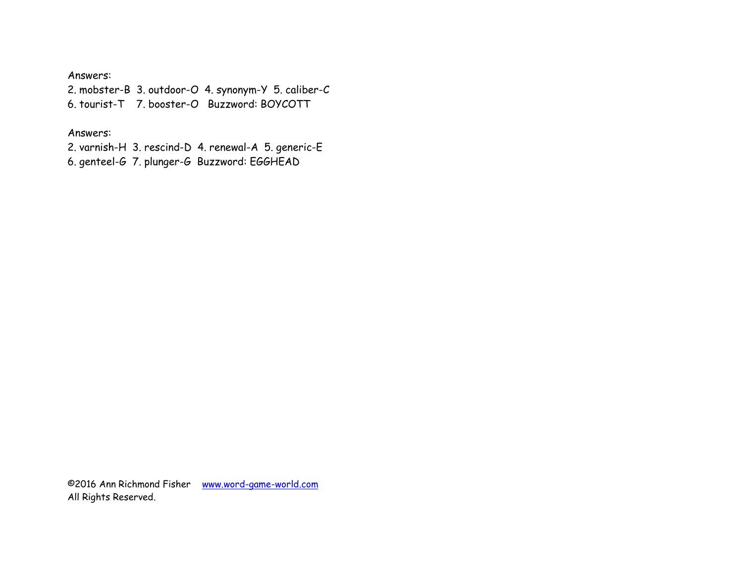Answers:

2. mobster-B 3. outdoor-O 4. synonym-Y 5. caliber-C
6. tourist-T 7. booster-O Buzzword: BOYCOTT

Answers:

2. varnish-H 3. rescind-D 4. renewal-A 5. generic-E
6. genteel-G 7. plunger-G Buzzword: EGGHEAD

©2016 Ann Richmond Fisher www.word-game-world.com
All Rights Reserved.